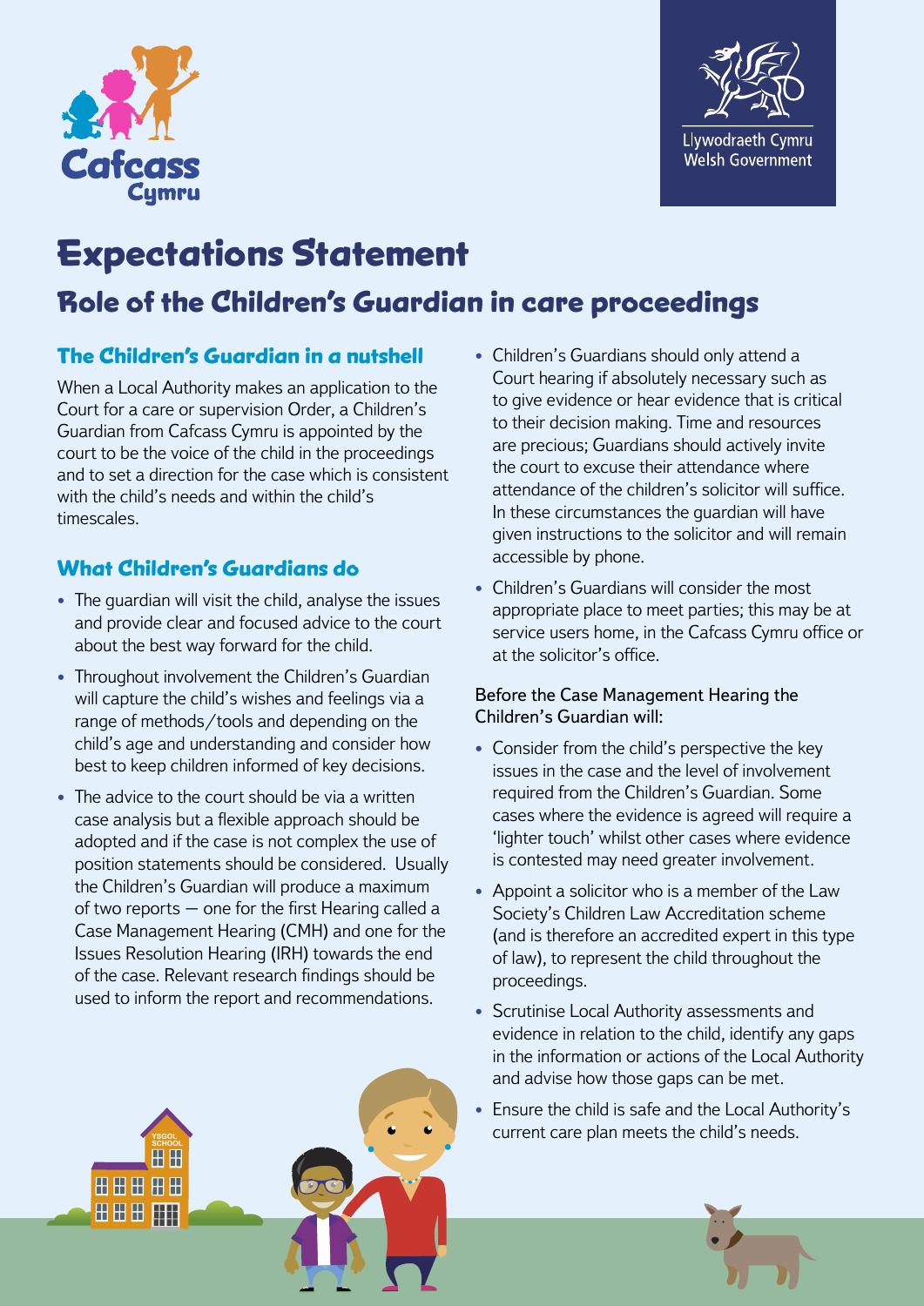# Expectations Statement

## Role of the Children's Guardian in care proceedings

### The Children's Guardian in a nutshell

When a Local Authority makes an application to the Court for a care or supervision Order, a Children's Guardian from Cafcass Cymru is appointed by the court to be the voice of the child in the proceedings and to set a direction for the case which is consistent with the child's needs and within the child's timescales.

### What Children's Guardians do

- The guardian will visit the child, analyse the issues and provide clear and focused advice to the court about the best way forward for the child.
- Throughout involvement the Children's Guardian will capture the child's wishes and feelings via a range of methods/tools and depending on the child's age and understanding and consider how best to keep children informed of key decisions.
- The advice to the court should be via a written case analysis but a flexible approach should be adopted and if the case is not complex the use of position statements should be considered. Usually the Children's Guardian will produce a maximum of two reports – one for the first Hearing called a Case Management Hearing (CMH) and one for the Issues Resolution Hearing (IRH) towards the end of the case. Relevant research findings should be used to inform the report and recommendations.
- Children's Guardians should only attend a Court hearing if absolutely necessary such as to give evidence or hear evidence that is critical to their decision making. Time and resources are precious; Guardians should actively invite the court to excuse their attendance where attendance of the children's solicitor will suffice. In these circumstances the guardian will have given instructions to the solicitor and will remain accessible by phone.
- Children's Guardians will consider the most appropriate place to meet parties; this may be at service users home, in the Cafcass Cymru office or at the solicitor's office.

Before the Case Management Hearing the Children's Guardian will:

- Consider from the child's perspective the key issues in the case and the level of involvement required from the Children's Guardian. Some cases where the evidence is agreed will require a 'lighter touch' whilst other cases where evidence is contested may need greater involvement.
- Appoint a solicitor who is a member of the Law Society's Children Law Accreditation scheme (and is therefore an accredited expert in this type of law), to represent the child throughout the proceedings.
- Scrutinise Local Authority assessments and evidence in relation to the child, identify any gaps in the information or actions of the Local Authority and advise how those gaps can be met.
- Ensure the child is safe and the Local Authority's current care plan meets the child's needs.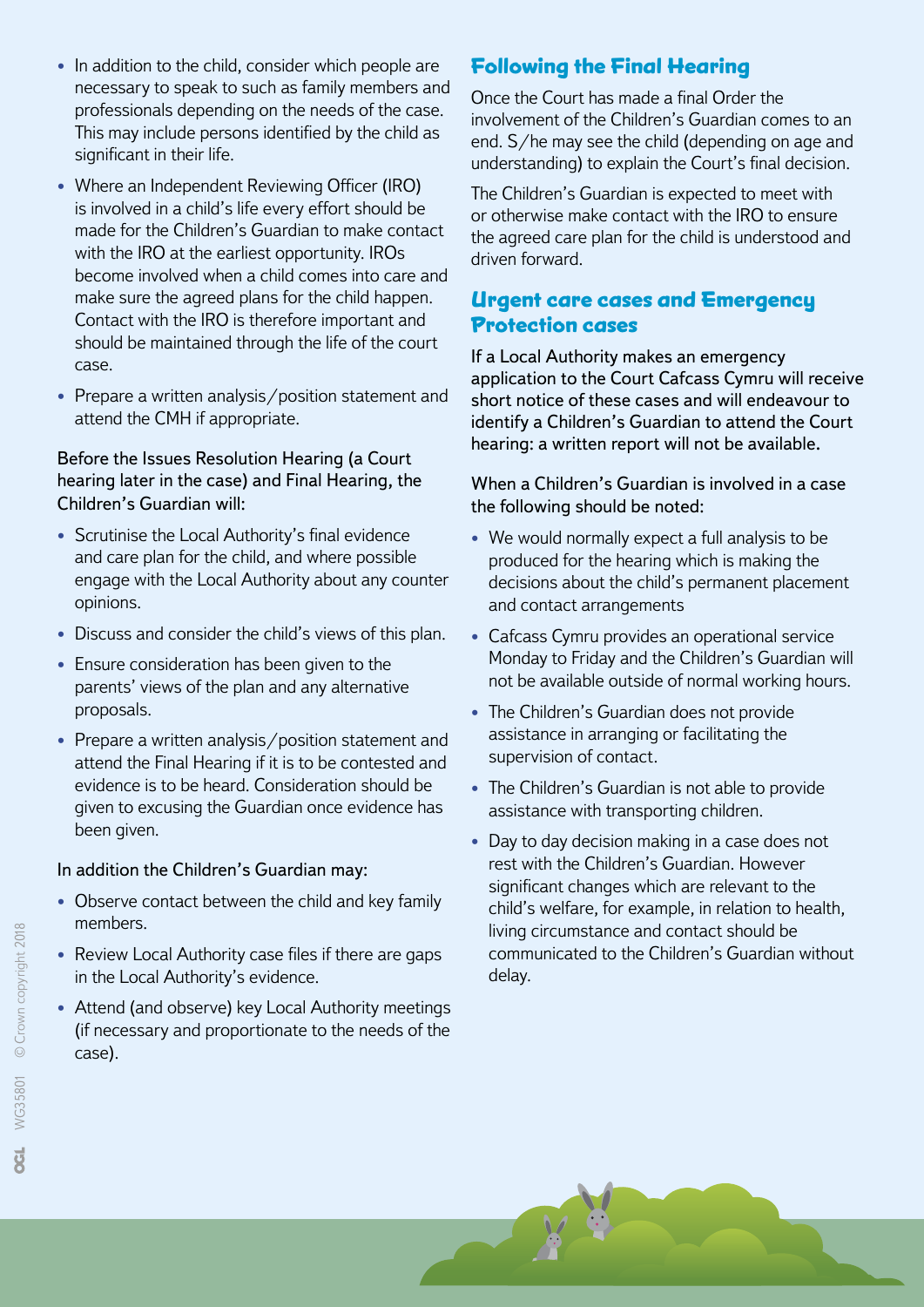- In addition to the child, consider which people are necessary to speak to such as family members and professionals depending on the needs of the case. This may include persons identified by the child as significant in their life.
- Where an Independent Reviewing Officer (IRO) is involved in a child's life every effort should be made for the Children's Guardian to make contact with the IRO at the earliest opportunity. IROs become involved when a child comes into care and make sure the agreed plans for the child happen. Contact with the IRO is therefore important and should be maintained through the life of the court case.
- Prepare a written analysis/position statement and attend the CMH if appropriate.

Before the Issues Resolution Hearing (a Court hearing later in the case) and Final Hearing, the Children's Guardian will:

- Scrutinise the Local Authority's final evidence and care plan for the child, and where possible engage with the Local Authority about any counter opinions.
- Discuss and consider the child's views of this plan.
- Ensure consideration has been given to the parents' views of the plan and any alternative proposals.
- Prepare a written analysis/position statement and attend the Final Hearing if it is to be contested and evidence is to be heard. Consideration should be given to excusing the Guardian once evidence has been given.

In addition the Children's Guardian may:

- Observe contact between the child and key family members.
- Review Local Authority case files if there are gaps in the Local Authority's evidence.
- Attend (and observe) key Local Authority meetings (if necessary and proportionate to the needs of the case).

## Following the Final Hearing

Once the Court has made a final Order the involvement of the Children's Guardian comes to an end. S/he may see the child (depending on age and understanding) to explain the Court's final decision.

The Children's Guardian is expected to meet with or otherwise make contact with the IRO to ensure the agreed care plan for the child is understood and driven forward.

## Urgent care cases and Emergency Protection cases

If a Local Authority makes an emergency application to the Court Cafcass Cymru will receive short notice of these cases and will endeavour to identify a Children's Guardian to attend the Court hearing: a written report will not be available.

When a Children's Guardian is involved in a case the following should be noted:

- We would normally expect a full analysis to be produced for the hearing which is making the decisions about the child's permanent placement and contact arrangements
- Cafcass Cymru provides an operational service Monday to Friday and the Children's Guardian will not be available outside of normal working hours.
- The Children's Guardian does not provide assistance in arranging or facilitating the supervision of contact.
- The Children's Guardian is not able to provide assistance with transporting children.
- Day to day decision making in a case does not rest with the Children's Guardian. However significant changes which are relevant to the child's welfare, for example, in relation to health, living circumstance and contact should be communicated to the Children's Guardian without delay.

OGL WG35801 © Crown copyright 2018